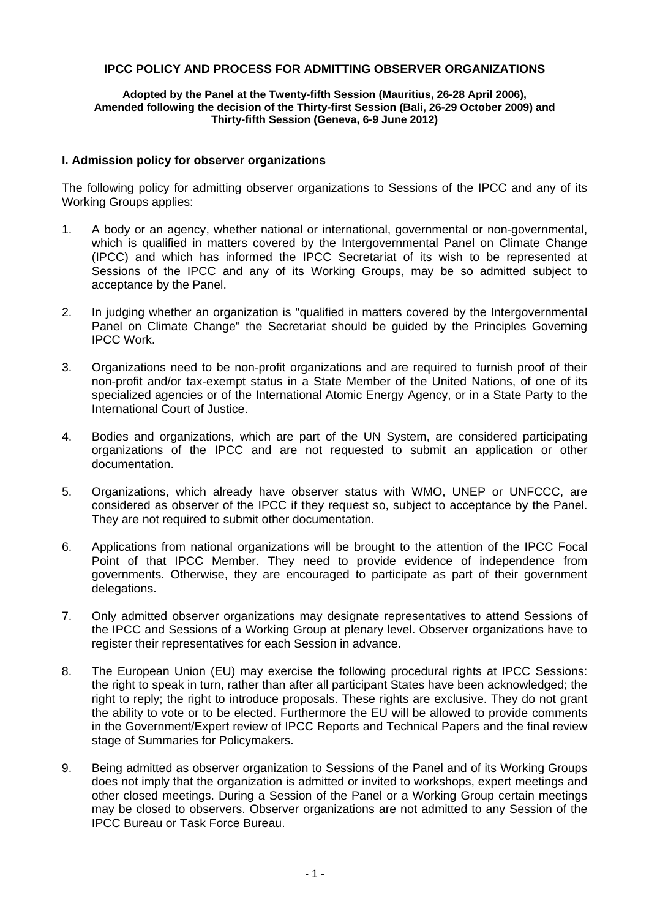# IPCC POLICY AND PROCESS FOR ADMITTING OBSERVER ORGANIZATIONS

**Adopted by the Panel at the Twenty-fifth Session (Mauritius, 26-28 April 2006), Amended following the decision of the Thirty-first Session (Bali, 26-29 October 2009) and Thirty-fifth Session (Geneva, 6-9 June 2012)**

## I. Admission policy for observer organizations

The following policy for admitting observer organizations to Sessions of the IPCC and any of its Working Groups applies:

1. A body or an agency, whether national or international, governmental or non-governmental, which is qualified in matters covered by the Intergovernmental Panel on Climate Change (IPCC) and which has informed the IPCC Secretariat of its wish to be represented at Sessions of the IPCC and any of its Working Groups, may be so admitted subject to acceptance by the Panel.

2. In judging whether an organization is "qualified in matters covered by the Intergovernmental Panel on Climate Change" the Secretariat should be guided by the Principles Governing IPCC Work.

3. Organizations need to be non-profit organizations and are required to furnish proof of their non-profit and/or tax-exempt status in a State Member of the United Nations, of one of its specialized agencies or of the International Atomic Energy Agency, or in a State Party to the International Court of Justice.

4. Bodies and organizations, which are part of the UN System, are considered participating organizations of the IPCC and are not requested to submit an application or other documentation.

5. Organizations, which already have observer status with WMO, UNEP or UNFCCC, are considered as observer of the IPCC if they request so, subject to acceptance by the Panel. They are not required to submit other documentation.

6. Applications from national organizations will be brought to the attention of the IPCC Focal Point of that IPCC Member. They need to provide evidence of independence from governments. Otherwise, they are encouraged to participate as part of their government delegations.

7. Only admitted observer organizations may designate representatives to attend Sessions of the IPCC and Sessions of a Working Group at plenary level. Observer organizations have to register their representatives for each Session in advance.

8. The European Union (EU) may exercise the following procedural rights at IPCC Sessions: the right to speak in turn, rather than after all participant States have been acknowledged; the right to reply; the right to introduce proposals. These rights are exclusive. They do not grant the ability to vote or to be elected. Furthermore the EU will be allowed to provide comments in the Government/Expert review of IPCC Reports and Technical Papers and the final review stage of Summaries for Policymakers.

9. Being admitted as observer organization to Sessions of the Panel and of its Working Groups does not imply that the organization is admitted or invited to workshops, expert meetings and other closed meetings. During a Session of the Panel or a Working Group certain meetings may be closed to observers. Observer organizations are not admitted to any Session of the IPCC Bureau or Task Force Bureau.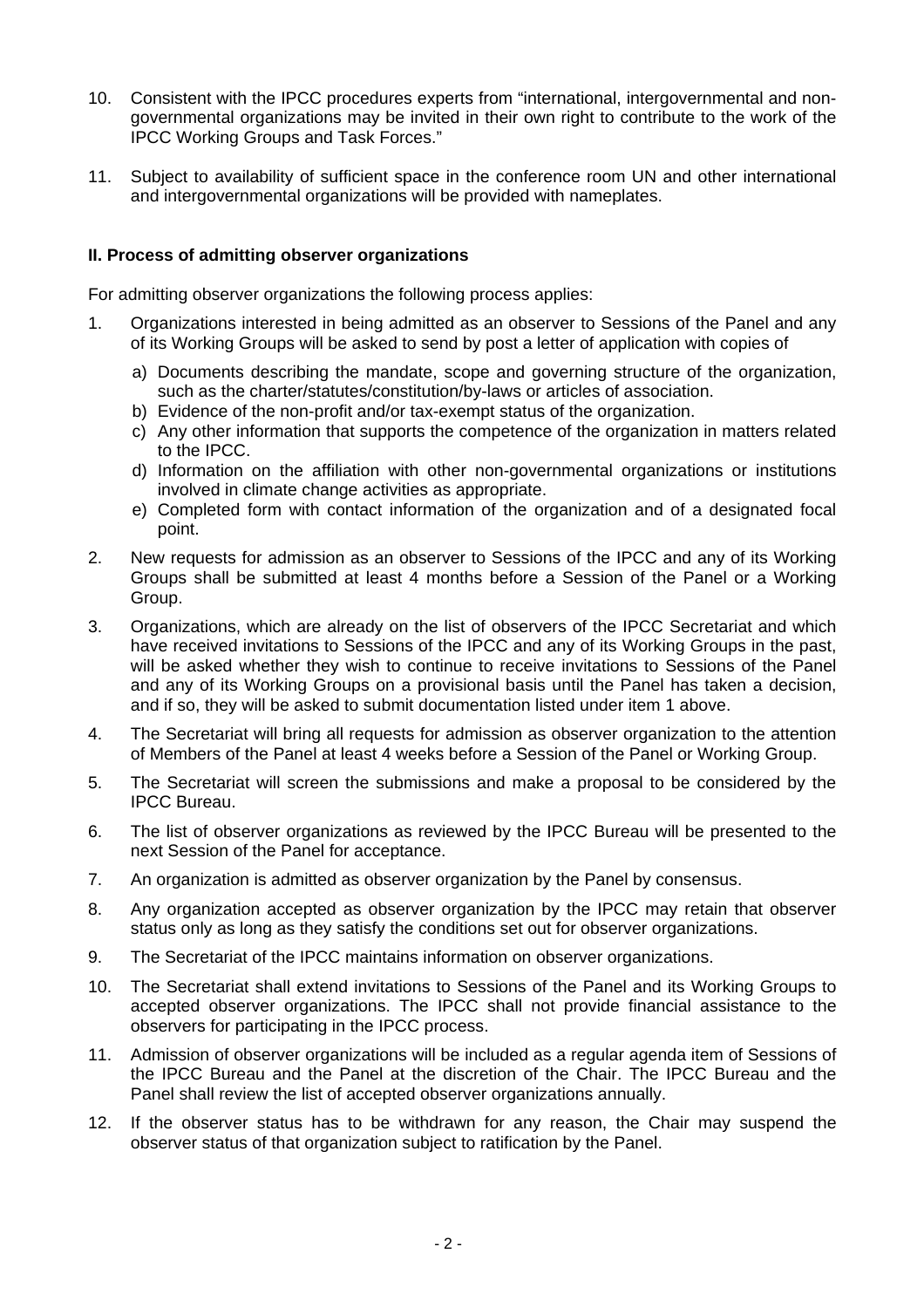10. Consistent with the IPCC procedures experts from "international, intergovernmental and non-governmental organizations may be invited in their own right to contribute to the work of the IPCC Working Groups and Task Forces."

11. Subject to availability of sufficient space in the conference room UN and other international and intergovernmental organizations will be provided with nameplates.

**II. Process of admitting observer organizations**

For admitting observer organizations the following process applies:

1. Organizations interested in being admitted as an observer to Sessions of the Panel and any of its Working Groups will be asked to send by post a letter of application with copies of
   a) Documents describing the mandate, scope and governing structure of the organization, such as the charter/statutes/constitution/by-laws or articles of association.
   b) Evidence of the non-profit and/or tax-exempt status of the organization.
   c) Any other information that supports the competence of the organization in matters related to the IPCC.
   d) Information on the affiliation with other non-governmental organizations or institutions involved in climate change activities as appropriate.
   e) Completed form with contact information of the organization and of a designated focal point.

2. New requests for admission as an observer to Sessions of the IPCC and any of its Working Groups shall be submitted at least 4 months before a Session of the Panel or a Working Group.

3. Organizations, which are already on the list of observers of the IPCC Secretariat and which have received invitations to Sessions of the IPCC and any of its Working Groups in the past, will be asked whether they wish to continue to receive invitations to Sessions of the Panel and any of its Working Groups on a provisional basis until the Panel has taken a decision, and if so, they will be asked to submit documentation listed under item 1 above.

4. The Secretariat will bring all requests for admission as observer organization to the attention of Members of the Panel at least 4 weeks before a Session of the Panel or Working Group.

5. The Secretariat will screen the submissions and make a proposal to be considered by the IPCC Bureau.

6. The list of observer organizations as reviewed by the IPCC Bureau will be presented to the next Session of the Panel for acceptance.

7. An organization is admitted as observer organization by the Panel by consensus.

8. Any organization accepted as observer organization by the IPCC may retain that observer status only as long as they satisfy the conditions set out for observer organizations.

9. The Secretariat of the IPCC maintains information on observer organizations.

10. The Secretariat shall extend invitations to Sessions of the Panel and its Working Groups to accepted observer organizations. The IPCC shall not provide financial assistance to the observers for participating in the IPCC process.

11. Admission of observer organizations will be included as a regular agenda item of Sessions of the IPCC Bureau and the Panel at the discretion of the Chair. The IPCC Bureau and the Panel shall review the list of accepted observer organizations annually.

12. If the observer status has to be withdrawn for any reason, the Chair may suspend the observer status of that organization subject to ratification by the Panel.